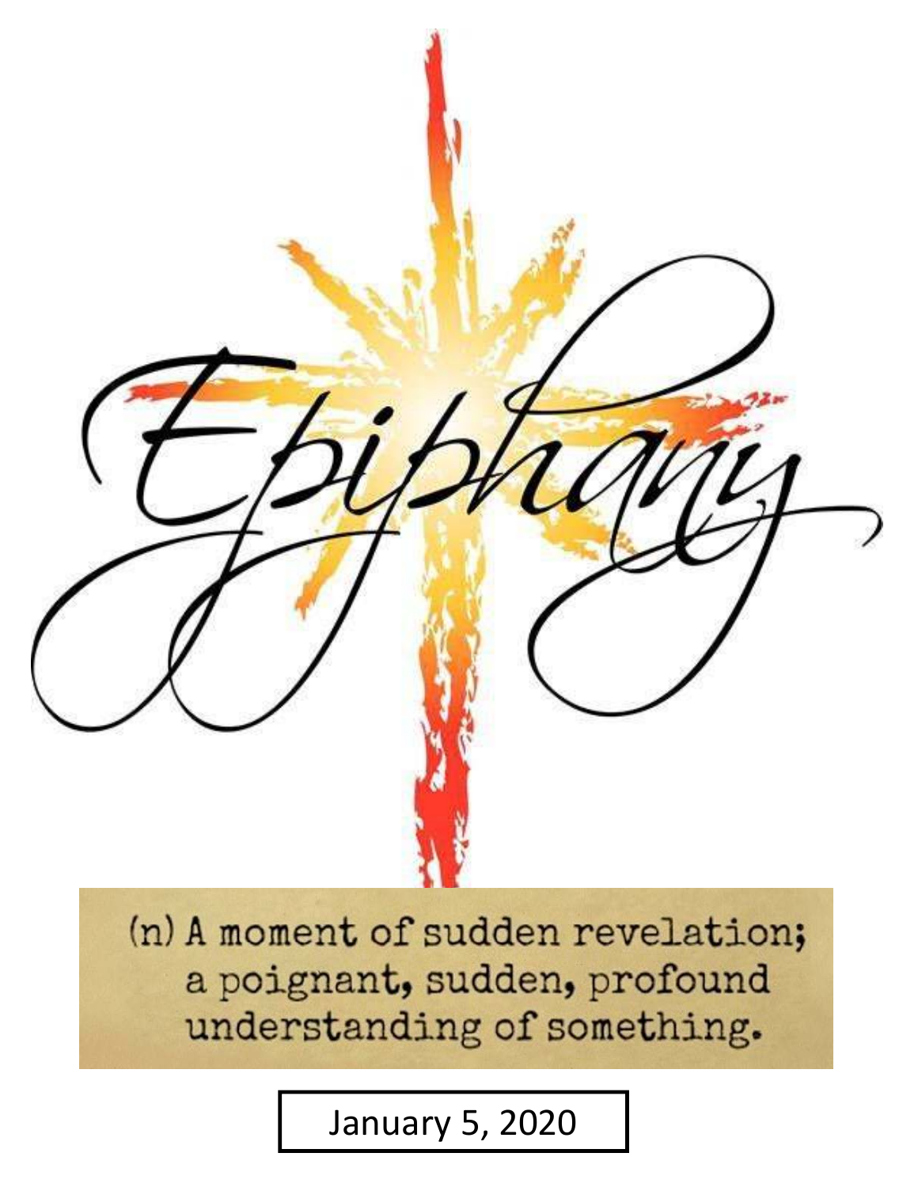# Epiphany

(n) A moment of sudden revelation; a poignant, sudden, profound understanding of something.

January 5, 2020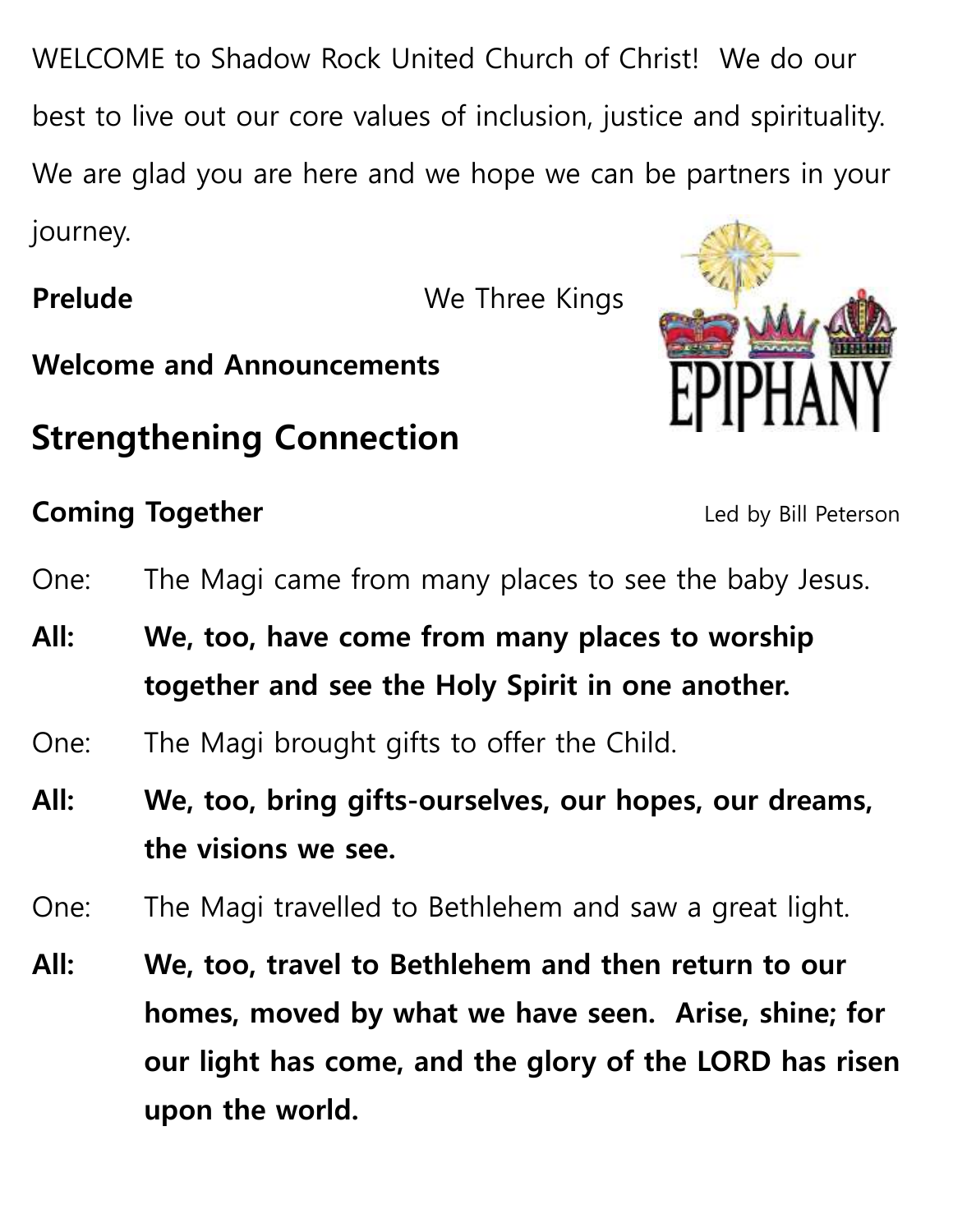WELCOME to Shadow Rock United Church of Christ! We do our best to live out our core values of inclusion, justice and spirituality. We are glad you are here and we hope we can be partners in your journey.

**Prelude** We Three Kings

**Welcome and Announcements**

## Strengthening Connection

**Coming Together** Led by Bill Peterson

One: The Magi came from many places to see the baby Jesus.

**All: We, too, have come from many places to worship together and see the Holy Spirit in one another.**

One: The Magi brought gifts to offer the Child.

**All: We, too, bring gifts-ourselves, our hopes, our dreams, the visions we see.**

One: The Magi travelled to Bethlehem and saw a great light.

**All: We, too, travel to Bethlehem and then return to our homes, moved by what we have seen. Arise, shine; for our light has come, and the glory of the LORD has risen upon the world.**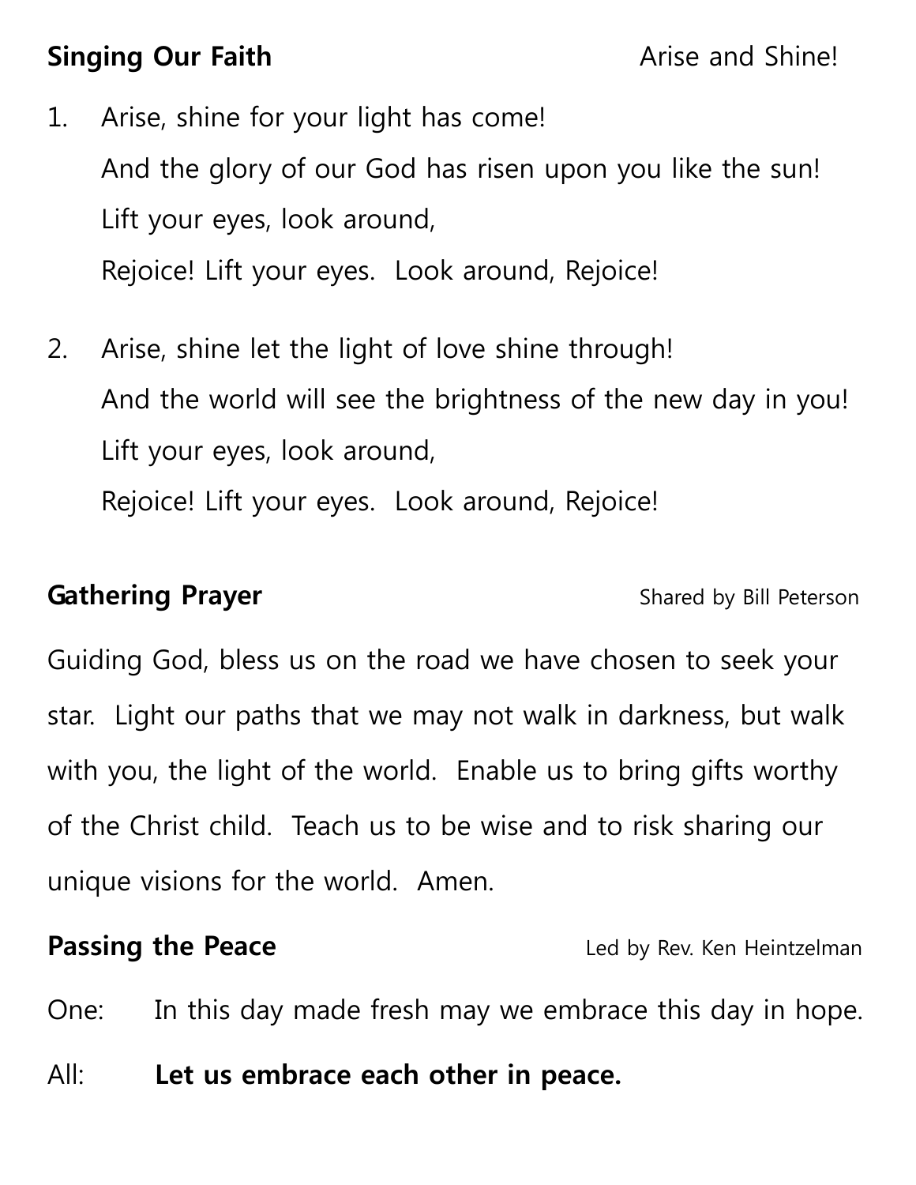**Singing Our Faith** Arise and Shine!

1. Arise, shine for your light has come!
   And the glory of our God has risen upon you like the sun!
   Lift your eyes, look around,
   Rejoice! Lift your eyes. Look around, Rejoice!

2. Arise, shine let the light of love shine through!
   And the world will see the brightness of the new day in you!
   Lift your eyes, look around,
   Rejoice! Lift your eyes. Look around, Rejoice!

**Gathering Prayer** Shared by Bill Peterson

Guiding God, bless us on the road we have chosen to seek your star. Light our paths that we may not walk in darkness, but walk with you, the light of the world. Enable us to bring gifts worthy of the Christ child. Teach us to be wise and to risk sharing our unique visions for the world. Amen.

**Passing the Peace** Led by Rev. Ken Heintzelman

One: In this day made fresh may we embrace this day in hope.

All: **Let us embrace each other in peace.**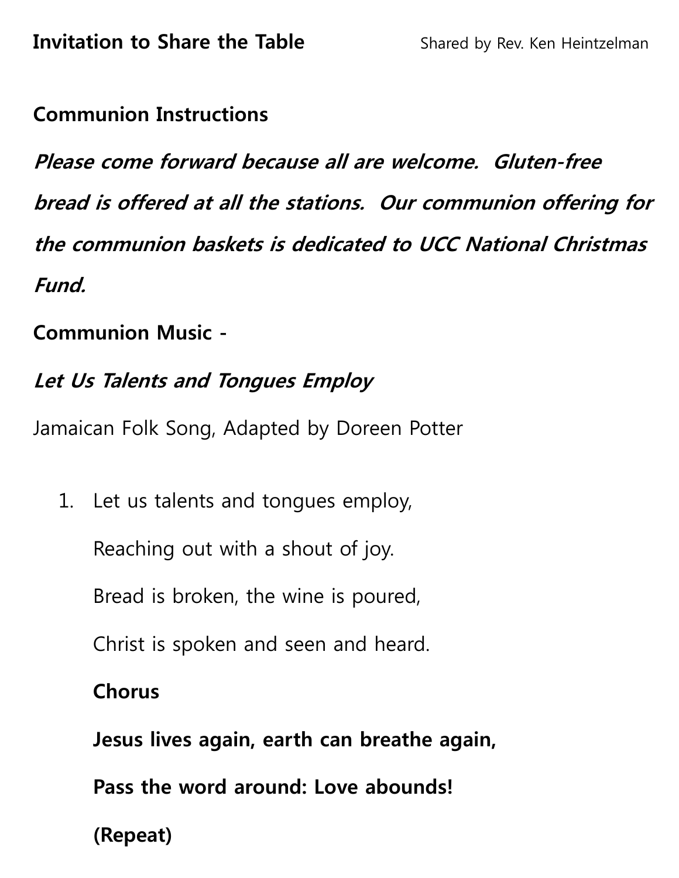**Invitation to Share the Table** Shared by Rev. Ken Heintzelman

**Communion Instructions**

***Please come forward because all are welcome. Gluten-free bread is offered at all the stations. Our communion offering for the communion baskets is dedicated to UCC National Christmas Fund.***

**Communion Music -**

***Let Us Talents and Tongues Employ***

Jamaican Folk Song, Adapted by Doreen Potter

1. Let us talents and tongues employ,

   Reaching out with a shout of joy.

   Bread is broken, the wine is poured,

   Christ is spoken and seen and heard.

   **Chorus**

   **Jesus lives again, earth can breathe again,**

   **Pass the word around: Love abounds!**

   **(Repeat)**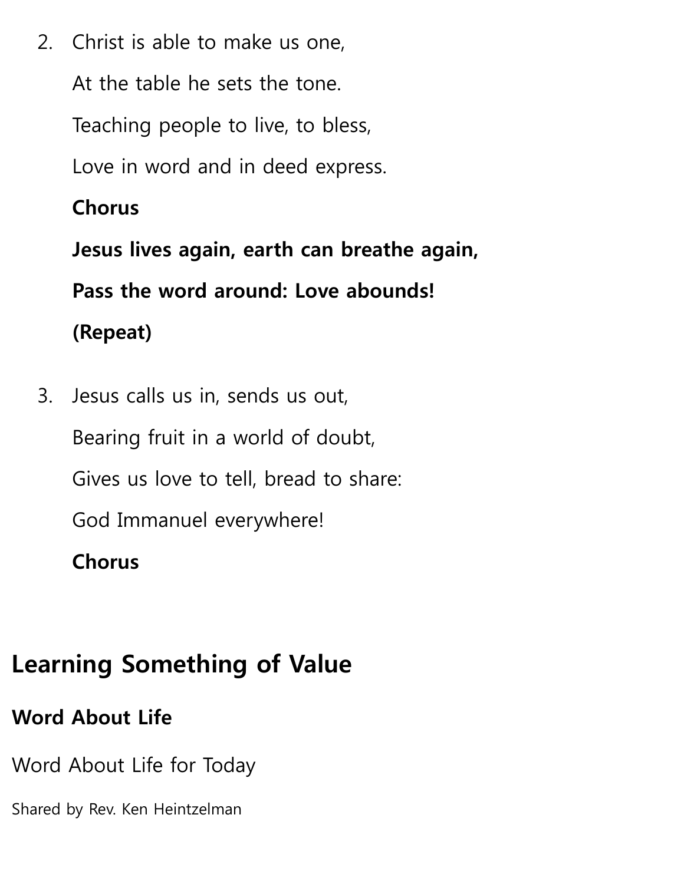2. Christ is able to make us one,

   At the table he sets the tone.

   Teaching people to live, to bless,

   Love in word and in deed express.

   **Chorus**

   **Jesus lives again, earth can breathe again,**

   **Pass the word around: Love abounds!**

   **(Repeat)**

3. Jesus calls us in, sends us out,

   Bearing fruit in a world of doubt,

   Gives us love to tell, bread to share:

   God Immanuel everywhere!

   **Chorus**

## Learning Something of Value

### Word About Life

Word About Life for Today

Shared by Rev. Ken Heintzelman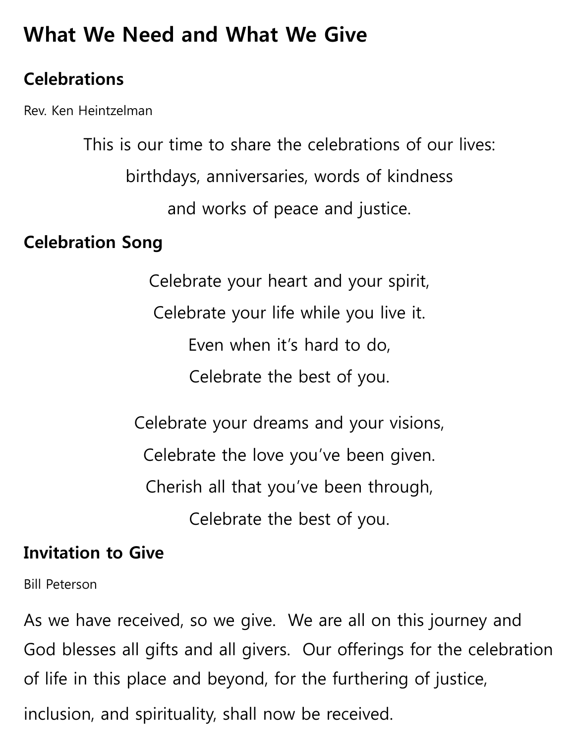# What We Need and What We Give

## Celebrations

Rev. Ken Heintzelman

This is our time to share the celebrations of our lives:
birthdays, anniversaries, words of kindness
and works of peace and justice.

## Celebration Song

Celebrate your heart and your spirit,
Celebrate your life while you live it.
Even when it's hard to do,
Celebrate the best of you.

Celebrate your dreams and your visions,
Celebrate the love you've been given.
Cherish all that you've been through,
Celebrate the best of you.

## Invitation to Give

Bill Peterson

As we have received, so we give. We are all on this journey and God blesses all gifts and all givers. Our offerings for the celebration of life in this place and beyond, for the furthering of justice, inclusion, and spirituality, shall now be received.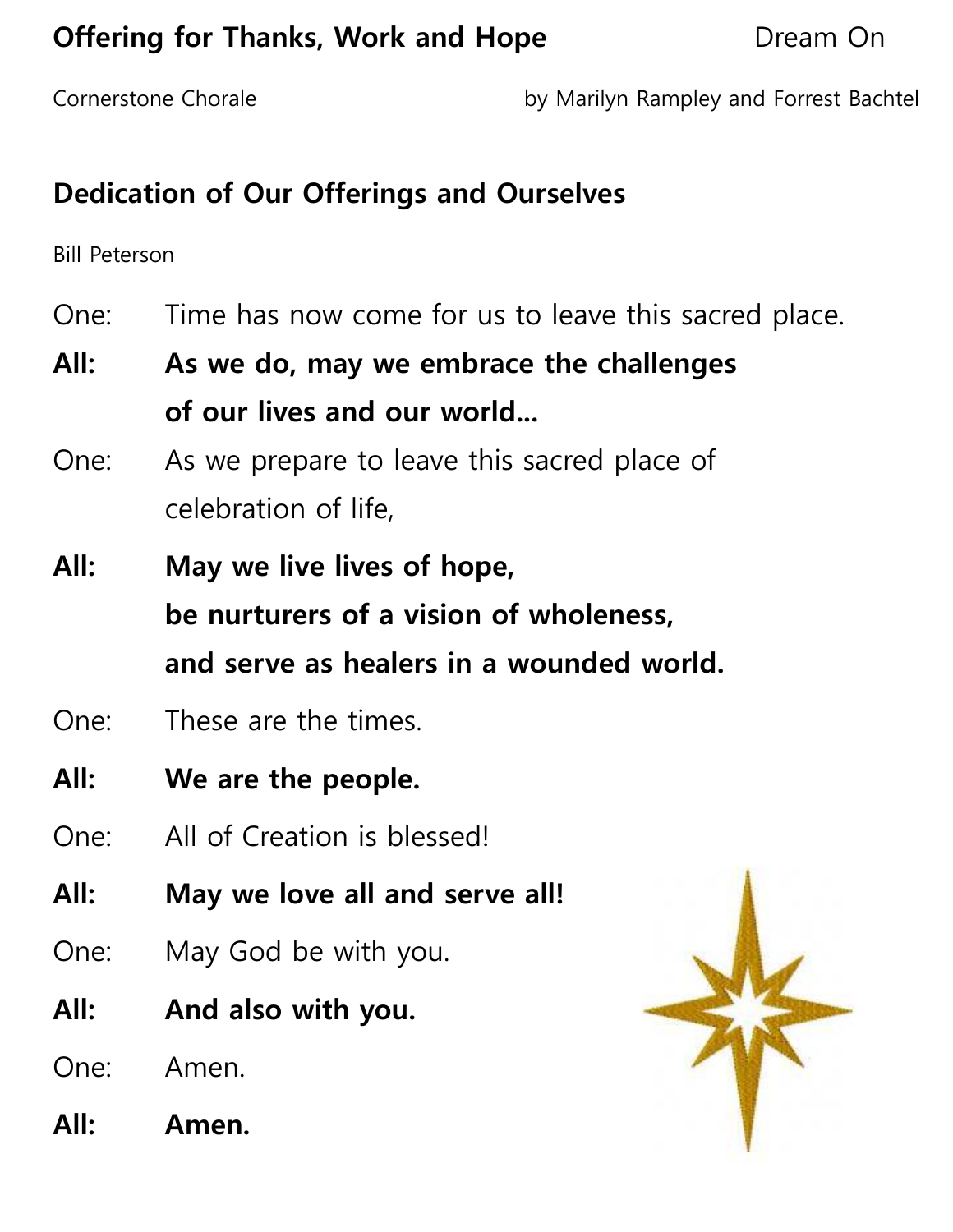## Offering for Thanks, Work and Hope — Dream On

Cornerstone Chorale — by Marilyn Rampley and Forrest Bachtel

## Dedication of Our Offerings and Ourselves

Bill Peterson

One: Time has now come for us to leave this sacred place.

**All: As we do, may we embrace the challenges of our lives and our world…**

One: As we prepare to leave this sacred place of celebration of life,

**All: May we live lives of hope,
be nurturers of a vision of wholeness,
and serve as healers in a wounded world.**

One: These are the times.

**All: We are the people.**

One: All of Creation is blessed!

**All: May we love all and serve all!**

One: May God be with you.

**All: And also with you.**

One: Amen.

**All: Amen.**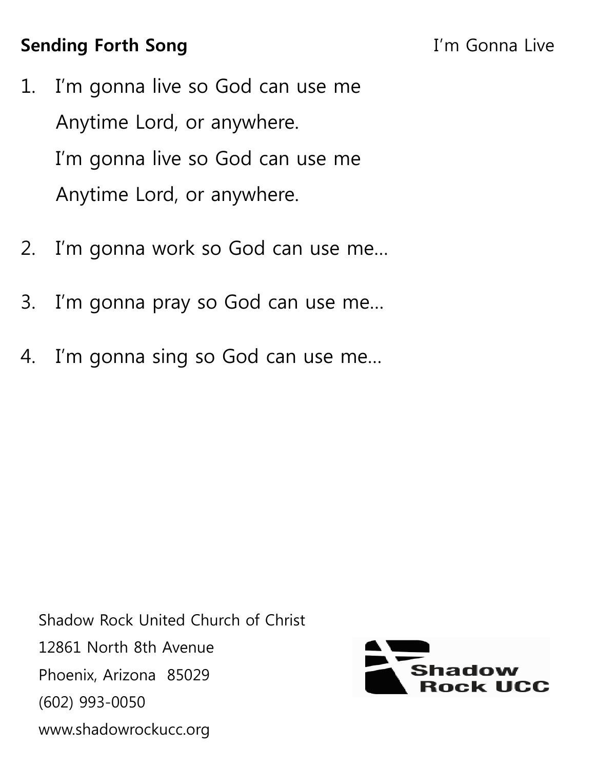**Sending Forth Song** I'm Gonna Live

1. I'm gonna live so God can use me
   Anytime Lord, or anywhere.
   I'm gonna live so God can use me
   Anytime Lord, or anywhere.

2. I'm gonna work so God can use me…

3. I'm gonna pray so God can use me…

4. I'm gonna sing so God can use me…

Shadow Rock United Church of Christ
12861 North 8th Avenue
Phoenix, Arizona 85029
(602) 993-0050
www.shadowrockucc.org

Shadow Rock UCC